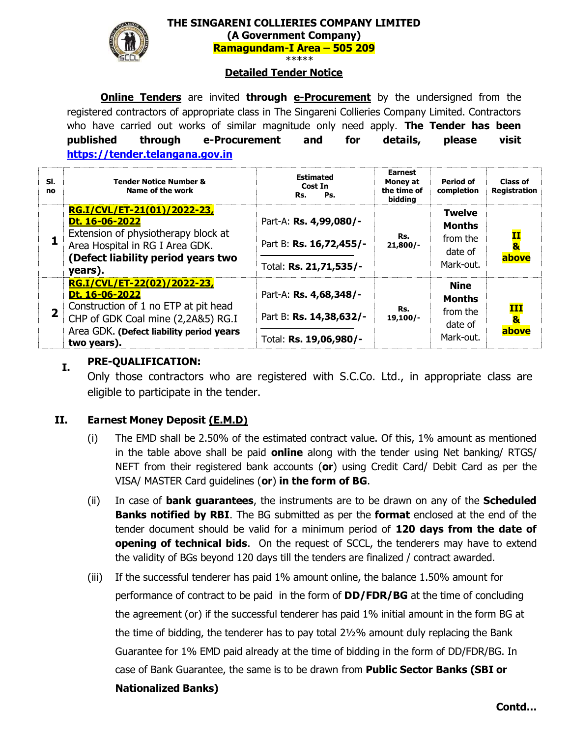# THE SINGARENI COLLIERIES COMPANY LIMITED

**(A Government Company)**

**Ramagundam-I Area – 505 209**

\*\*\*\*\*

## Detailed Tender Notice

**Online Tenders** are invited **through e-Procurement** by the undersigned from the registered contractors of appropriate class in The Singareni Collieries Company Limited. Contractors who have carried out works of similar magnitude only need apply. **The Tender has been published through e-Procurement and for details, please visit https://tender.telangana.gov.in**

| Sl. no | Tender Notice Number & Name of the work | Estimated Cost In Rs. Ps. | Earnest Money at the time of bidding | Period of completion | Class of Registration |
|---|---|---|---|---|---|
| 1 | **RG.I/CVL/ET-21(01)/2022-23, Dt. 16-06-2022** Extension of physiotherapy block at Area Hospital in RG I Area GDK. **(Defect liability period years two years).** | Part-A: **Rs. 4,99,080/-** Part B: **Rs. 16,72,455/-** Total: **Rs. 21,71,535/-** | **Rs. 21,800/-** | **Twelve Months** from the date of Mark-out. | **II & above** |
| 2 | **RG.I/CVL/ET-22(02)/2022-23, Dt. 16-06-2022** Construction of 1 no ETP at pit head CHP of GDK Coal mine (2,2A&5) RG.I Area GDK. **(Defect liability period years two years).** | Part-A: **Rs. 4,68,348/-** Part B: **Rs. 14,38,632/-** Total: **Rs. 19,06,980/-** | **Rs. 19,100/-** | **Nine Months** from the date of Mark-out. | **III & above** |

**I. PRE-QUALIFICATION:**

Only those contractors who are registered with S.C.Co. Ltd., in appropriate class are eligible to participate in the tender.

**II. Earnest Money Deposit (E.M.D)**

(i) The EMD shall be 2.50% of the estimated contract value. Of this, 1% amount as mentioned in the table above shall be paid **online** along with the tender using Net banking/ RTGS/ NEFT from their registered bank accounts (**or**) using Credit Card/ Debit Card as per the VISA/ MASTER Card guidelines (**or**) **in the form of BG**.

(ii) In case of **bank guarantees**, the instruments are to be drawn on any of the **Scheduled Banks notified by RBI**. The BG submitted as per the **format** enclosed at the end of the tender document should be valid for a minimum period of **120 days from the date of opening of technical bids**. On the request of SCCL, the tenderers may have to extend the validity of BGs beyond 120 days till the tenders are finalized / contract awarded.

(iii) If the successful tenderer has paid 1% amount online, the balance 1.50% amount for performance of contract to be paid in the form of **DD/FDR/BG** at the time of concluding the agreement (or) if the successful tenderer has paid 1% initial amount in the form BG at the time of bidding, the tenderer has to pay total 2½% amount duly replacing the Bank Guarantee for 1% EMD paid already at the time of bidding in the form of DD/FDR/BG. In case of Bank Guarantee, the same is to be drawn from **Public Sector Banks (SBI or Nationalized Banks)**

**Contd…**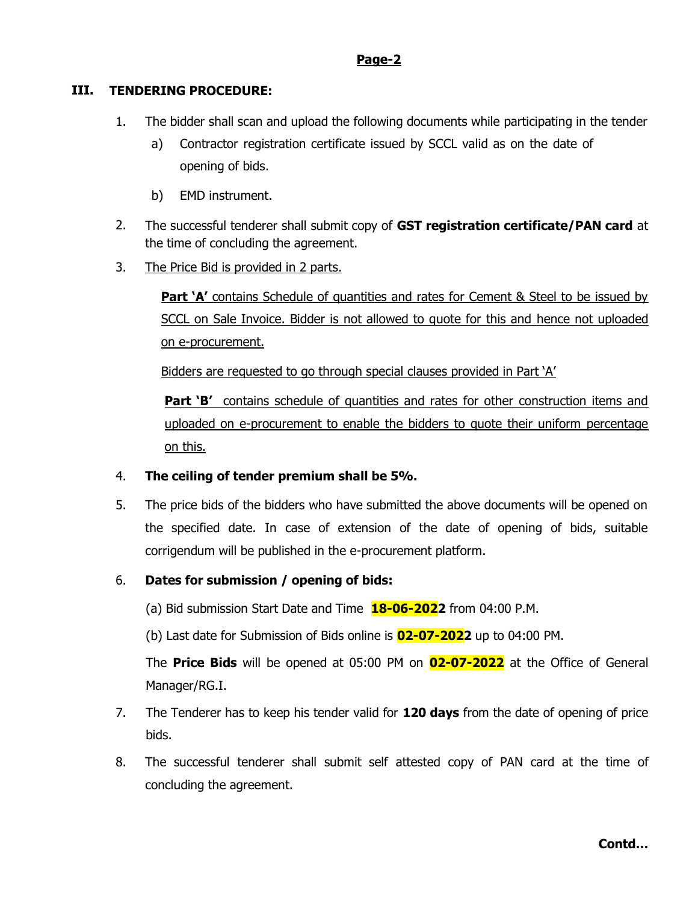## III. TENDERING PROCEDURE:

1. The bidder shall scan and upload the following documents while participating in the tender
   a) Contractor registration certificate issued by SCCL valid as on the date of opening of bids.
   b) EMD instrument.
2. The successful tenderer shall submit copy of **GST registration certificate/PAN card** at the time of concluding the agreement.
3. The Price Bid is provided in 2 parts.

   **Part 'A'** contains Schedule of quantities and rates for Cement & Steel to be issued by SCCL on Sale Invoice. Bidder is not allowed to quote for this and hence not uploaded on e-procurement.

   Bidders are requested to go through special clauses provided in Part 'A'

   **Part 'B'** contains schedule of quantities and rates for other construction items and uploaded on e-procurement to enable the bidders to quote their uniform percentage on this.
4. **The ceiling of tender premium shall be 5%.**
5. The price bids of the bidders who have submitted the above documents will be opened on the specified date. In case of extension of the date of opening of bids, suitable corrigendum will be published in the e-procurement platform.
6. **Dates for submission / opening of bids:**

   (a) Bid submission Start Date and Time **18-06-2022** from 04:00 P.M.

   (b) Last date for Submission of Bids online is **02-07-2022** up to 04:00 PM.

   The **Price Bids** will be opened at 05:00 PM on **02-07-2022** at the Office of General Manager/RG.I.
7. The Tenderer has to keep his tender valid for **120 days** from the date of opening of price bids.
8. The successful tenderer shall submit self attested copy of PAN card at the time of concluding the agreement.

**Contd…**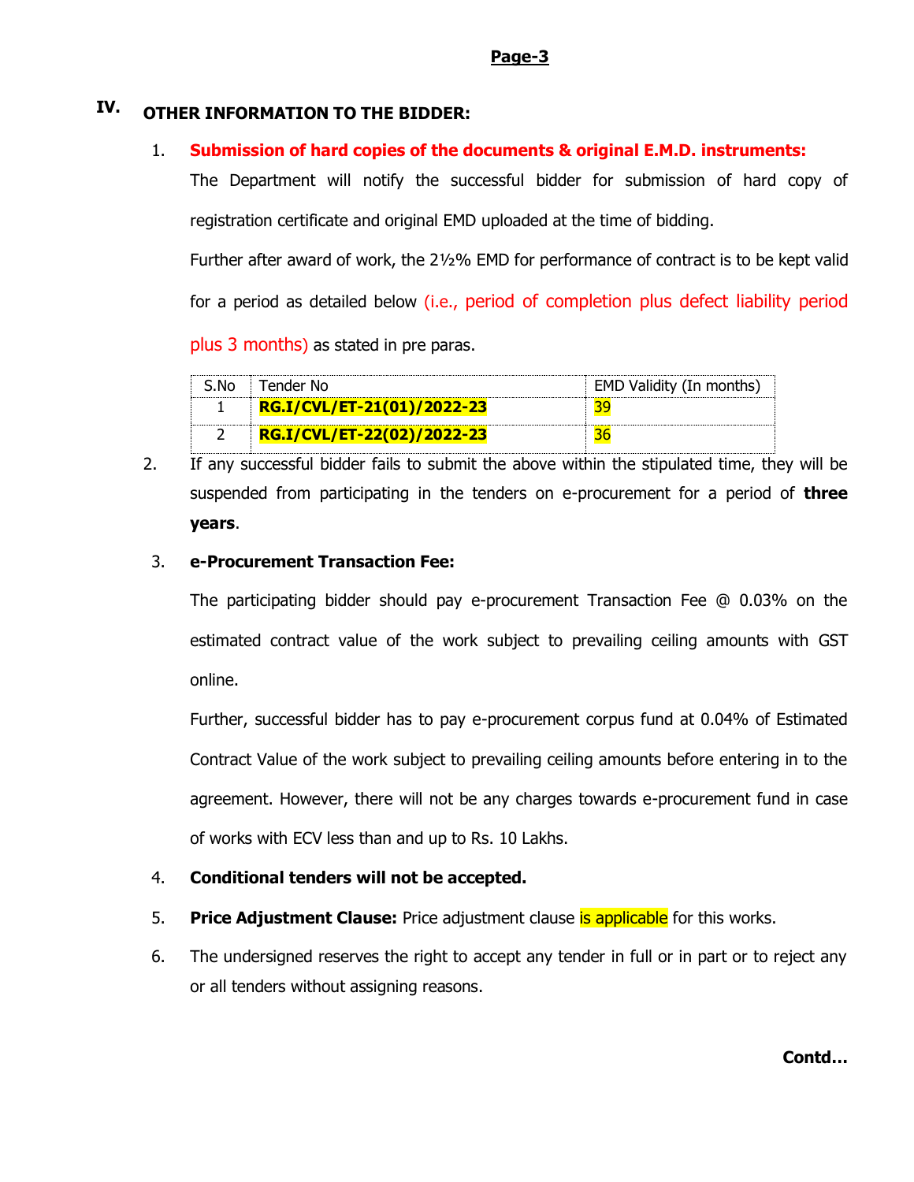## IV. OTHER INFORMATION TO THE BIDDER:

1. **Submission of hard copies of the documents & original E.M.D. instruments:**

   The Department will notify the successful bidder for submission of hard copy of registration certificate and original EMD uploaded at the time of bidding.

   Further after award of work, the 2½% EMD for performance of contract is to be kept valid for a period as detailed below (i.e., period of completion plus defect liability period plus 3 months) as stated in pre paras.

| S.No | Tender No | EMD Validity (In months) |
|---|---|---|
| 1 | **RG.I/CVL/ET-21(01)/2022-23** | 39 |
| 2 | **RG.I/CVL/ET-22(02)/2022-23** | 36 |

2. If any successful bidder fails to submit the above within the stipulated time, they will be suspended from participating in the tenders on e-procurement for a period of **three years**.

3. **e-Procurement Transaction Fee:**

   The participating bidder should pay e-procurement Transaction Fee @ 0.03% on the estimated contract value of the work subject to prevailing ceiling amounts with GST online.

   Further, successful bidder has to pay e-procurement corpus fund at 0.04% of Estimated Contract Value of the work subject to prevailing ceiling amounts before entering in to the agreement. However, there will not be any charges towards e-procurement fund in case of works with ECV less than and up to Rs. 10 Lakhs.

4. **Conditional tenders will not be accepted.**

5. **Price Adjustment Clause:** Price adjustment clause is applicable for this works.

6. The undersigned reserves the right to accept any tender in full or in part or to reject any or all tenders without assigning reasons.

**Contd…**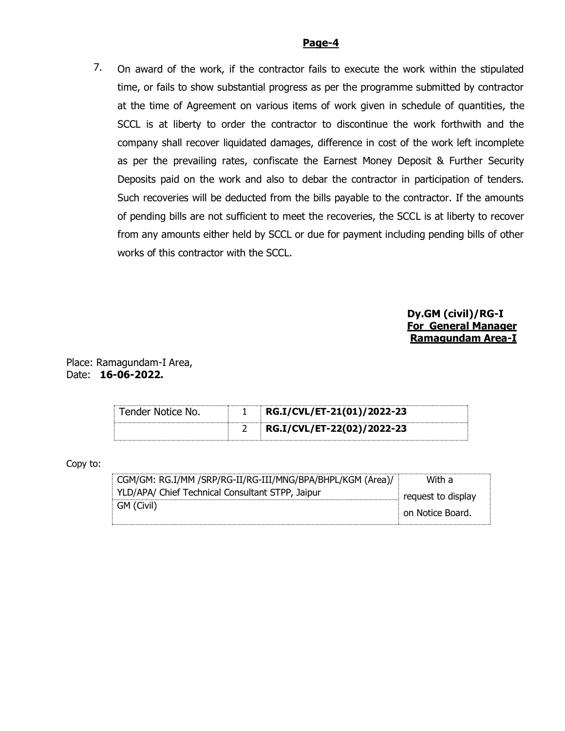7. On award of the work, if the contractor fails to execute the work within the stipulated time, or fails to show substantial progress as per the programme submitted by contractor at the time of Agreement on various items of work given in schedule of quantities, the SCCL is at liberty to order the contractor to discontinue the work forthwith and the company shall recover liquidated damages, difference in cost of the work left incomplete as per the prevailing rates, confiscate the Earnest Money Deposit & Further Security Deposits paid on the work and also to debar the contractor in participation of tenders. Such recoveries will be deducted from the bills payable to the contractor. If the amounts of pending bills are not sufficient to meet the recoveries, the SCCL is at liberty to recover from any amounts either held by SCCL or due for payment including pending bills of other works of this contractor with the SCCL.

**Dy.GM (civil)/RG-I**
**For General Manager**
**Ramagundam Area-I**

Place: Ramagundam-I Area,
Date: **16-06-2022.**

| | | |
|---|---|---|
| Tender Notice No. | 1 | **RG.I/CVL/ET-21(01)/2022-23** |
| | 2 | **RG.I/CVL/ET-22(02)/2022-23** |

Copy to:

| | |
|---|---|
| CGM/GM: RG.I/MM /SRP/RG-II/RG-III/MNG/BPA/BHPL/KGM (Area)/ YLD/APA/ Chief Technical Consultant STPP, Jaipur | With a request to display on Notice Board. |
| GM (Civil) | |